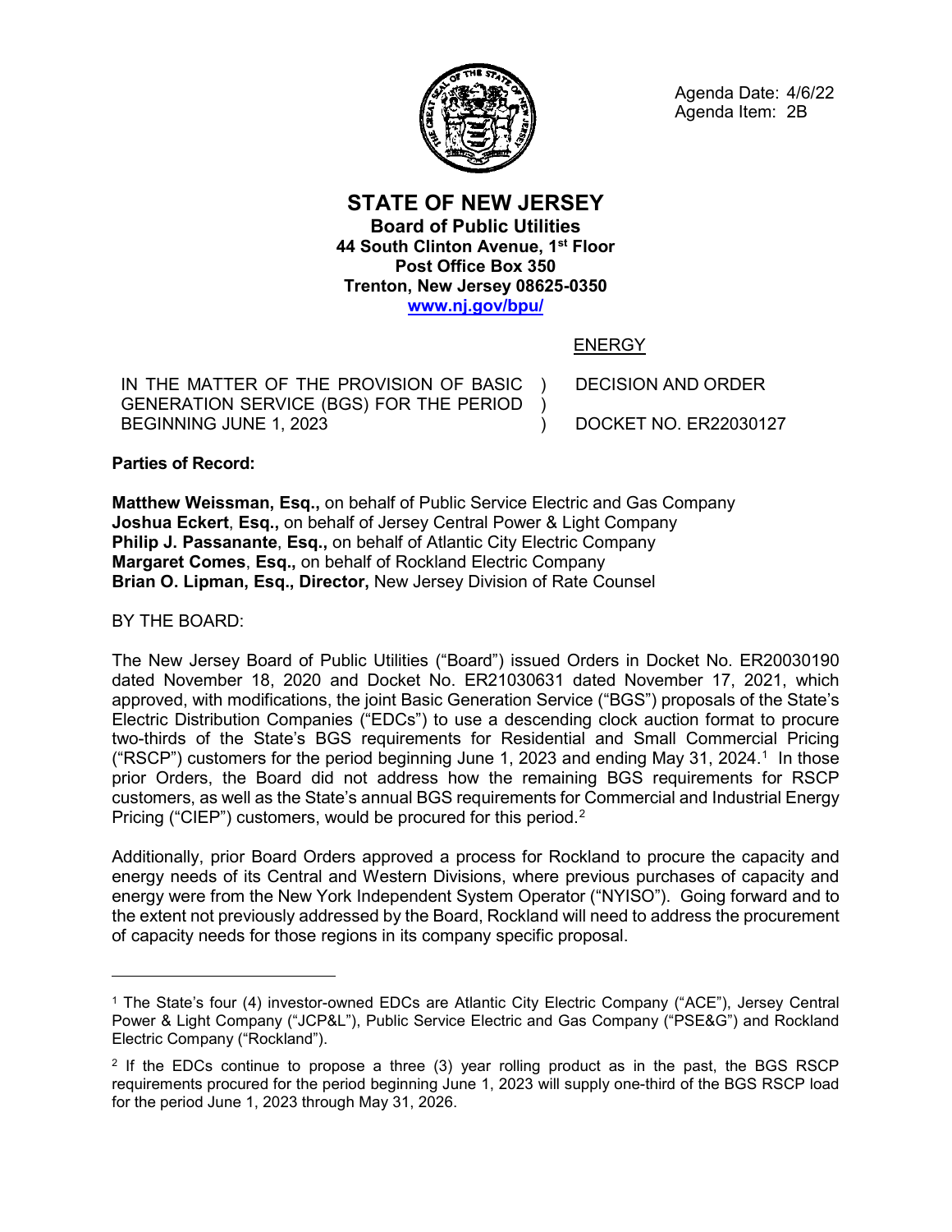Agenda Date: 4/6/22
Agenda Item: 2B

# STATE OF NEW JERSEY

**Board of Public Utilities**
**44 South Clinton Avenue, 1st Floor**
**Post Office Box 350**
**Trenton, New Jersey 08625-0350**
**www.nj.gov/bpu/**

ENERGY

| | | |
|---|---|---|
| IN THE MATTER OF THE PROVISION OF BASIC GENERATION SERVICE (BGS) FOR THE PERIOD BEGINNING JUNE 1, 2023 | ) ) ) | DECISION AND ORDER<br><br>DOCKET NO. ER22030127 |

**Parties of Record:**

**Matthew Weissman, Esq.,** on behalf of Public Service Electric and Gas Company
**Joshua Eckert**, **Esq.,** on behalf of Jersey Central Power & Light Company
**Philip J. Passanante**, **Esq.,** on behalf of Atlantic City Electric Company
**Margaret Comes**, **Esq.,** on behalf of Rockland Electric Company
**Brian O. Lipman, Esq., Director,** New Jersey Division of Rate Counsel

BY THE BOARD:

The New Jersey Board of Public Utilities ("Board") issued Orders in Docket No. ER20030190 dated November 18, 2020 and Docket No. ER21030631 dated November 17, 2021, which approved, with modifications, the joint Basic Generation Service ("BGS") proposals of the State's Electric Distribution Companies ("EDCs") to use a descending clock auction format to procure two-thirds of the State's BGS requirements for Residential and Small Commercial Pricing ("RSCP") customers for the period beginning June 1, 2023 and ending May 31, 2024.[1] In those prior Orders, the Board did not address how the remaining BGS requirements for RSCP customers, as well as the State's annual BGS requirements for Commercial and Industrial Energy Pricing ("CIEP") customers, would be procured for this period.[2]

Additionally, prior Board Orders approved a process for Rockland to procure the capacity and energy needs of its Central and Western Divisions, where previous purchases of capacity and energy were from the New York Independent System Operator ("NYISO"). Going forward and to the extent not previously addressed by the Board, Rockland will need to address the procurement of capacity needs for those regions in its company specific proposal.

---

[1] The State's four (4) investor-owned EDCs are Atlantic City Electric Company ("ACE"), Jersey Central Power & Light Company ("JCP&L"), Public Service Electric and Gas Company ("PSE&G") and Rockland Electric Company ("Rockland").

[2] If the EDCs continue to propose a three (3) year rolling product as in the past, the BGS RSCP requirements procured for the period beginning June 1, 2023 will supply one-third of the BGS RSCP load for the period June 1, 2023 through May 31, 2026.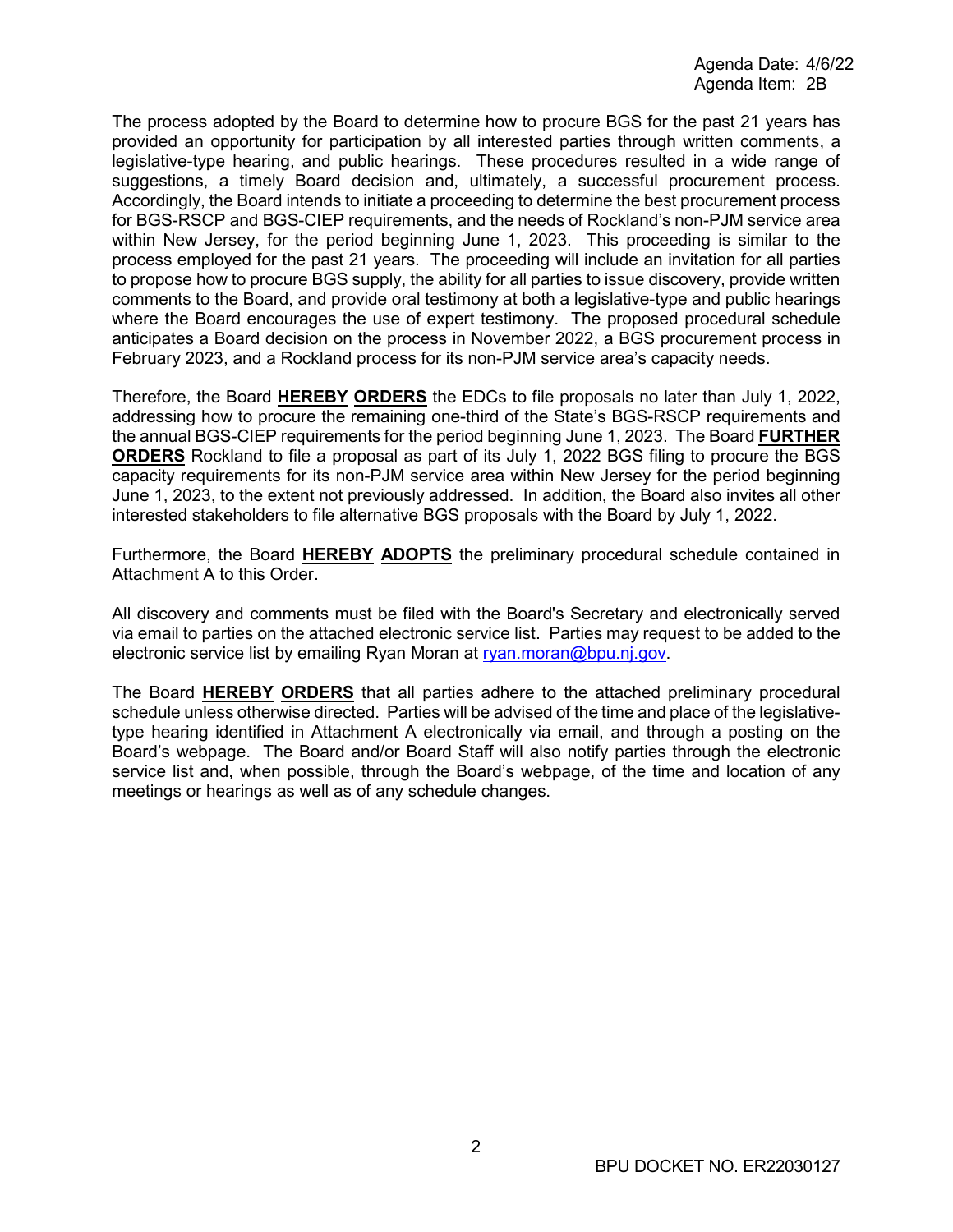The process adopted by the Board to determine how to procure BGS for the past 21 years has provided an opportunity for participation by all interested parties through written comments, a legislative-type hearing, and public hearings. These procedures resulted in a wide range of suggestions, a timely Board decision and, ultimately, a successful procurement process. Accordingly, the Board intends to initiate a proceeding to determine the best procurement process for BGS-RSCP and BGS-CIEP requirements, and the needs of Rockland's non-PJM service area within New Jersey, for the period beginning June 1, 2023. This proceeding is similar to the process employed for the past 21 years. The proceeding will include an invitation for all parties to propose how to procure BGS supply, the ability for all parties to issue discovery, provide written comments to the Board, and provide oral testimony at both a legislative-type and public hearings where the Board encourages the use of expert testimony. The proposed procedural schedule anticipates a Board decision on the process in November 2022, a BGS procurement process in February 2023, and a Rockland process for its non-PJM service area's capacity needs.

Therefore, the Board **HEREBY ORDERS** the EDCs to file proposals no later than July 1, 2022, addressing how to procure the remaining one-third of the State's BGS-RSCP requirements and the annual BGS-CIEP requirements for the period beginning June 1, 2023. The Board **FURTHER ORDERS** Rockland to file a proposal as part of its July 1, 2022 BGS filing to procure the BGS capacity requirements for its non-PJM service area within New Jersey for the period beginning June 1, 2023, to the extent not previously addressed. In addition, the Board also invites all other interested stakeholders to file alternative BGS proposals with the Board by July 1, 2022.

Furthermore, the Board **HEREBY ADOPTS** the preliminary procedural schedule contained in Attachment A to this Order.

All discovery and comments must be filed with the Board's Secretary and electronically served via email to parties on the attached electronic service list. Parties may request to be added to the electronic service list by emailing Ryan Moran at ryan.moran@bpu.nj.gov.

The Board **HEREBY ORDERS** that all parties adhere to the attached preliminary procedural schedule unless otherwise directed. Parties will be advised of the time and place of the legislative-type hearing identified in Attachment A electronically via email, and through a posting on the Board's webpage. The Board and/or Board Staff will also notify parties through the electronic service list and, when possible, through the Board's webpage, of the time and location of any meetings or hearings as well as of any schedule changes.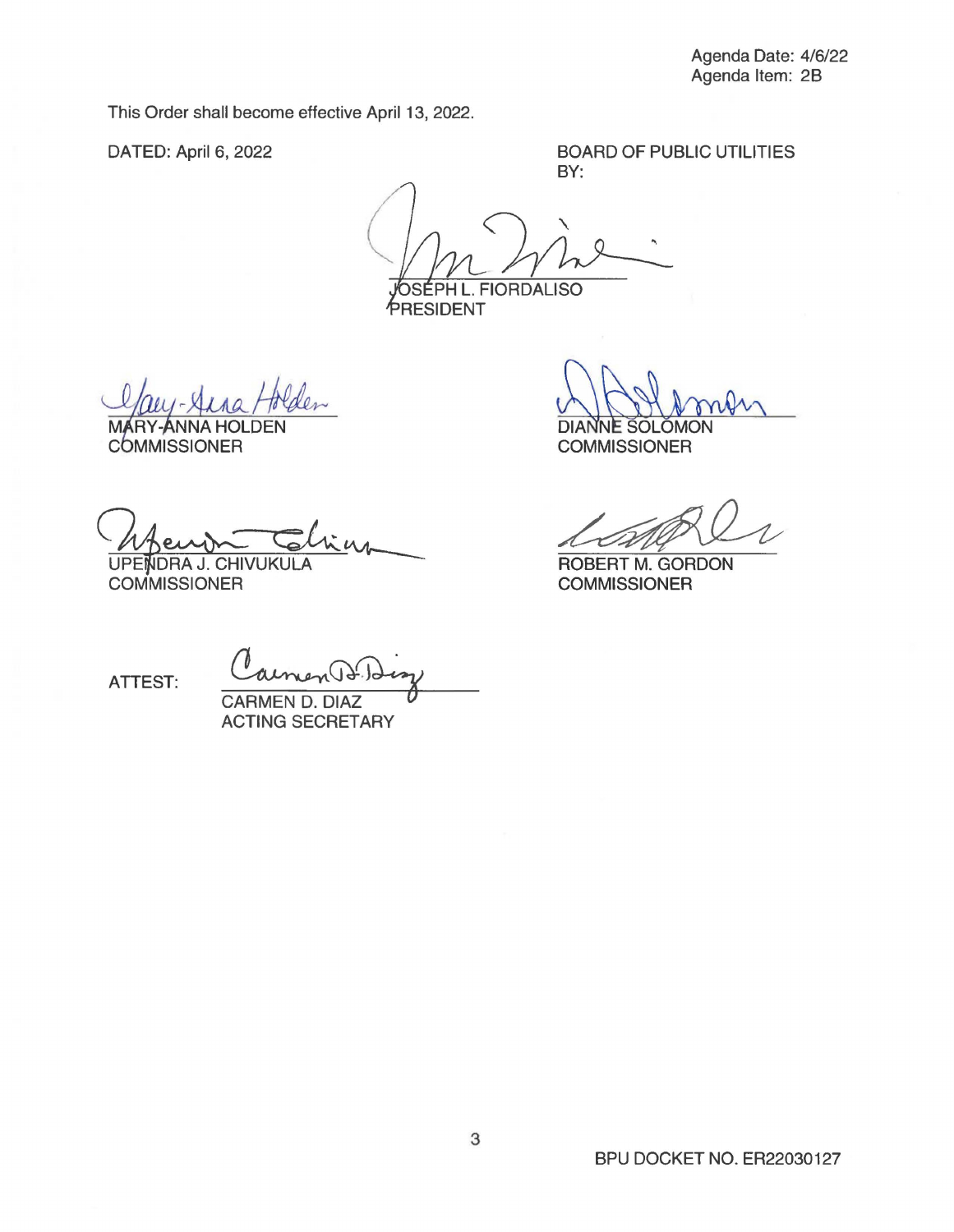Agenda Date: 4/6/22
Agenda Item: 2B

This Order shall become effective April 13, 2022.

DATED: April 6, 2022

BOARD OF PUBLIC UTILITIES
BY:

JOSEPH L. FIORDALISO
PRESIDENT

MARY-ANNA HOLDEN
COMMISSIONER

DIANNE SOLOMON
COMMISSIONER

UPENDRA J. CHIVUKULA
COMMISSIONER

ROBERT M. GORDON
COMMISSIONER

ATTEST:

CARMEN D. DIAZ
ACTING SECRETARY

BPU DOCKET NO. ER22030127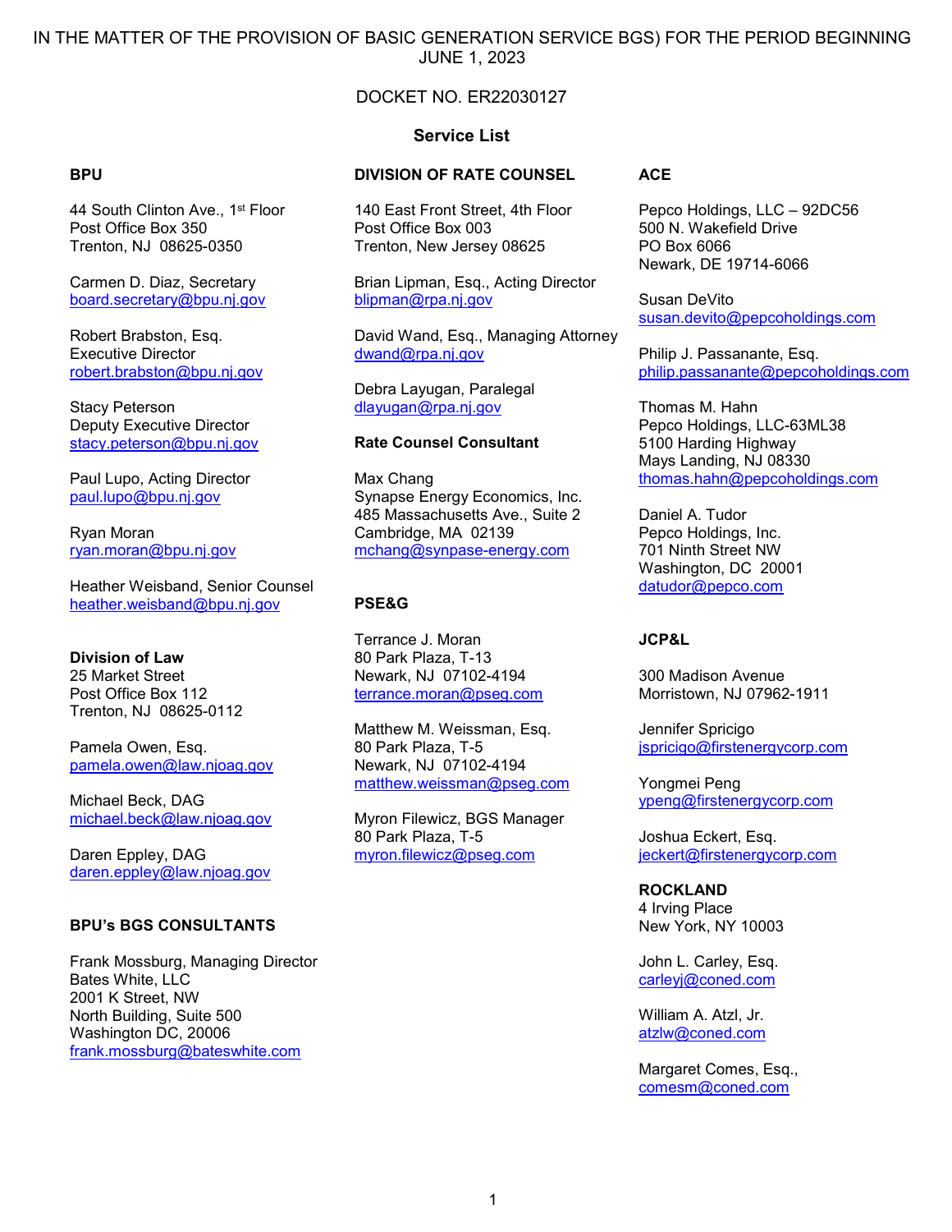IN THE MATTER OF THE PROVISION OF BASIC GENERATION SERVICE BGS) FOR THE PERIOD BEGINNING JUNE 1, 2023

DOCKET NO. ER22030127

**Service List**

**BPU**

44 South Clinton Ave., 1st Floor
Post Office Box 350
Trenton, NJ 08625-0350

Carmen D. Diaz, Secretary
board.secretary@bpu.nj.gov

Robert Brabston, Esq.
Executive Director
robert.brabston@bpu.nj.gov

Stacy Peterson
Deputy Executive Director
stacy.peterson@bpu.nj.gov

Paul Lupo, Acting Director
paul.lupo@bpu.nj.gov

Ryan Moran
ryan.moran@bpu.nj.gov

Heather Weisband, Senior Counsel
heather.weisband@bpu.nj.gov

**Division of Law**
25 Market Street
Post Office Box 112
Trenton, NJ 08625-0112

Pamela Owen, Esq.
pamela.owen@law.njoag.gov

Michael Beck, DAG
michael.beck@law.njoag.gov

Daren Eppley, DAG
daren.eppley@law.njoag.gov

**BPU's BGS CONSULTANTS**

Frank Mossburg, Managing Director
Bates White, LLC
2001 K Street, NW
North Building, Suite 500
Washington DC, 20006
frank.mossburg@bateswhite.com

**DIVISION OF RATE COUNSEL**

140 East Front Street, 4th Floor
Post Office Box 003
Trenton, New Jersey 08625

Brian Lipman, Esq., Acting Director
blipman@rpa.nj.gov

David Wand, Esq., Managing Attorney
dwand@rpa.nj.gov

Debra Layugan, Paralegal
dlayugan@rpa.nj.gov

**Rate Counsel Consultant**

Max Chang
Synapse Energy Economics, Inc.
485 Massachusetts Ave., Suite 2
Cambridge, MA 02139
mchang@synpase-energy.com

**PSE&G**

Terrance J. Moran
80 Park Plaza, T-13
Newark, NJ 07102-4194
terrance.moran@pseg.com

Matthew M. Weissman, Esq.
80 Park Plaza, T-5
Newark, NJ 07102-4194
matthew.weissman@pseg.com

Myron Filewicz, BGS Manager
80 Park Plaza, T-5
myron.filewicz@pseg.com

**ACE**

Pepco Holdings, LLC – 92DC56
500 N. Wakefield Drive
PO Box 6066
Newark, DE 19714-6066

Susan DeVito
susan.devito@pepcoholdings.com

Philip J. Passanante, Esq.
philip.passanante@pepcoholdings.com

Thomas M. Hahn
Pepco Holdings, LLC-63ML38
5100 Harding Highway
Mays Landing, NJ 08330
thomas.hahn@pepcoholdings.com

Daniel A. Tudor
Pepco Holdings, Inc.
701 Ninth Street NW
Washington, DC 20001
datudor@pepco.com

**JCP&L**

300 Madison Avenue
Morristown, NJ 07962-1911

Jennifer Spricigo
jspricigo@firstenergycorp.com

Yongmei Peng
ypeng@firstenergycorp.com

Joshua Eckert, Esq.
jeckert@firstenergycorp.com

**ROCKLAND**
4 Irving Place
New York, NY 10003

John L. Carley, Esq.
carleyj@coned.com

William A. Atzl, Jr.
atzlw@coned.com

Margaret Comes, Esq.,
comesm@coned.com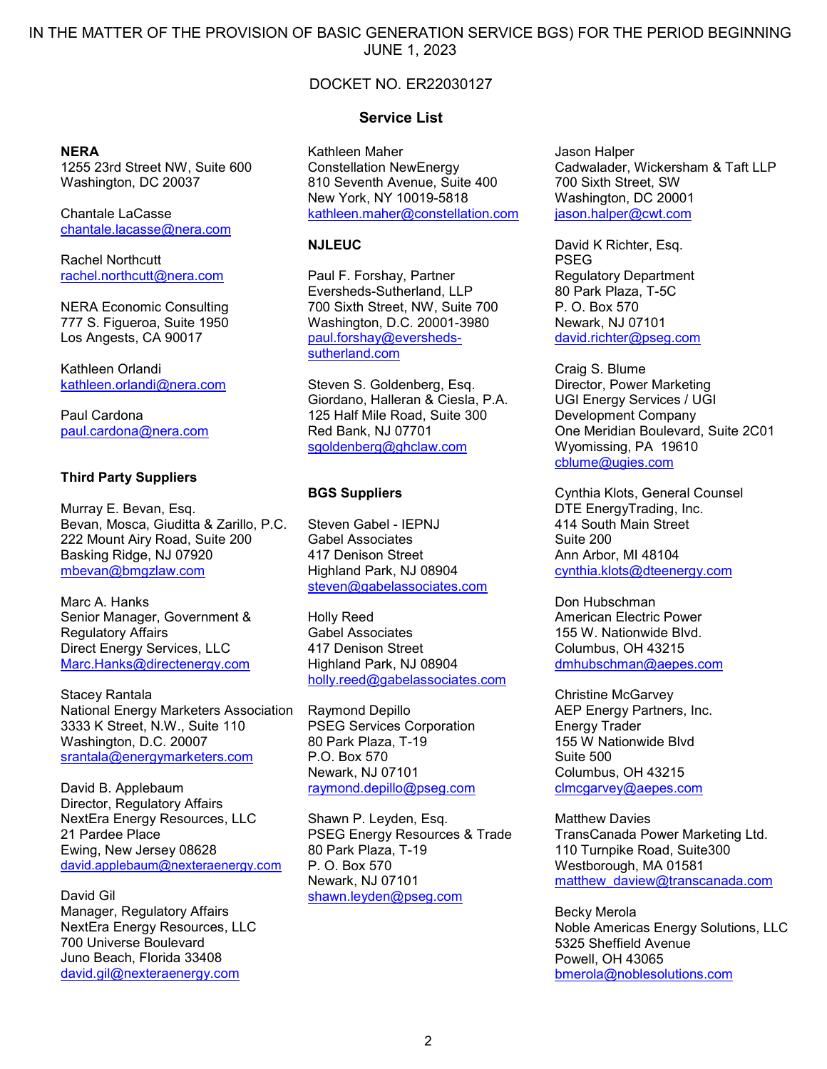IN THE MATTER OF THE PROVISION OF BASIC GENERATION SERVICE BGS) FOR THE PERIOD BEGINNING JUNE 1, 2023

DOCKET NO. ER22030127

**Service List**

**NERA**
1255 23rd Street NW, Suite 600
Washington, DC 20037

Chantale LaCasse
chantale.lacasse@nera.com

Rachel Northcutt
rachel.northcutt@nera.com

NERA Economic Consulting
777 S. Figueroa, Suite 1950
Los Angests, CA 90017

Kathleen Orlandi
kathleen.orlandi@nera.com

Paul Cardona
paul.cardona@nera.com

**Third Party Suppliers**

Murray E. Bevan, Esq.
Bevan, Mosca, Giuditta & Zarillo, P.C.
222 Mount Airy Road, Suite 200
Basking Ridge, NJ 07920
mbevan@bmgzlaw.com

Marc A. Hanks
Senior Manager, Government & Regulatory Affairs
Direct Energy Services, LLC
Marc.Hanks@directenergy.com

Stacey Rantala
National Energy Marketers Association
3333 K Street, N.W., Suite 110
Washington, D.C. 20007
srantala@energymarketers.com

David B. Applebaum
Director, Regulatory Affairs
NextEra Energy Resources, LLC
21 Pardee Place
Ewing, New Jersey 08628
david.applebaum@nexteraenergy.com

David Gil
Manager, Regulatory Affairs
NextEra Energy Resources, LLC
700 Universe Boulevard
Juno Beach, Florida 33408
david.gil@nexteraenergy.com

Kathleen Maher
Constellation NewEnergy
810 Seventh Avenue, Suite 400
New York, NY 10019-5818
kathleen.maher@constellation.com

**NJLEUC**

Paul F. Forshay, Partner
Eversheds-Sutherland, LLP
700 Sixth Street, NW, Suite 700
Washington, D.C. 20001-3980
paul.forshay@eversheds-sutherland.com

Steven S. Goldenberg, Esq.
Giordano, Halleran & Ciesla, P.A.
125 Half Mile Road, Suite 300
Red Bank, NJ 07701
sgoldenberg@ghclaw.com

**BGS Suppliers**

Steven Gabel - IEPNJ
Gabel Associates
417 Denison Street
Highland Park, NJ 08904
steven@gabelassociates.com

Holly Reed
Gabel Associates
417 Denison Street
Highland Park, NJ 08904
holly.reed@gabelassociates.com

Raymond Depillo
PSEG Services Corporation
80 Park Plaza, T-19
P.O. Box 570
Newark, NJ 07101
raymond.depillo@pseg.com

Shawn P. Leyden, Esq.
PSEG Energy Resources & Trade
80 Park Plaza, T-19
P. O. Box 570
Newark, NJ 07101
shawn.leyden@pseg.com

Jason Halper
Cadwalader, Wickersham & Taft LLP
700 Sixth Street, SW
Washington, DC 20001
jason.halper@cwt.com

David K Richter, Esq.
PSEG
Regulatory Department
80 Park Plaza, T-5C
P. O. Box 570
Newark, NJ 07101
david.richter@pseg.com

Craig S. Blume
Director, Power Marketing
UGI Energy Services / UGI Development Company
One Meridian Boulevard, Suite 2C01
Wyomissing, PA 19610
cblume@ugies.com

Cynthia Klots, General Counsel
DTE EnergyTrading, Inc.
414 South Main Street
Suite 200
Ann Arbor, MI 48104
cynthia.klots@dteenergy.com

Don Hubschman
American Electric Power
155 W. Nationwide Blvd.
Columbus, OH 43215
dmhubschman@aepes.com

Christine McGarvey
AEP Energy Partners, Inc.
Energy Trader
155 W Nationwide Blvd
Suite 500
Columbus, OH 43215
clmcgarvey@aepes.com

Matthew Davies
TransCanada Power Marketing Ltd.
110 Turnpike Road, Suite300
Westborough, MA 01581
matthew_daview@transcanada.com

Becky Merola
Noble Americas Energy Solutions, LLC
5325 Sheffield Avenue
Powell, OH 43065
bmerola@noblesolutions.com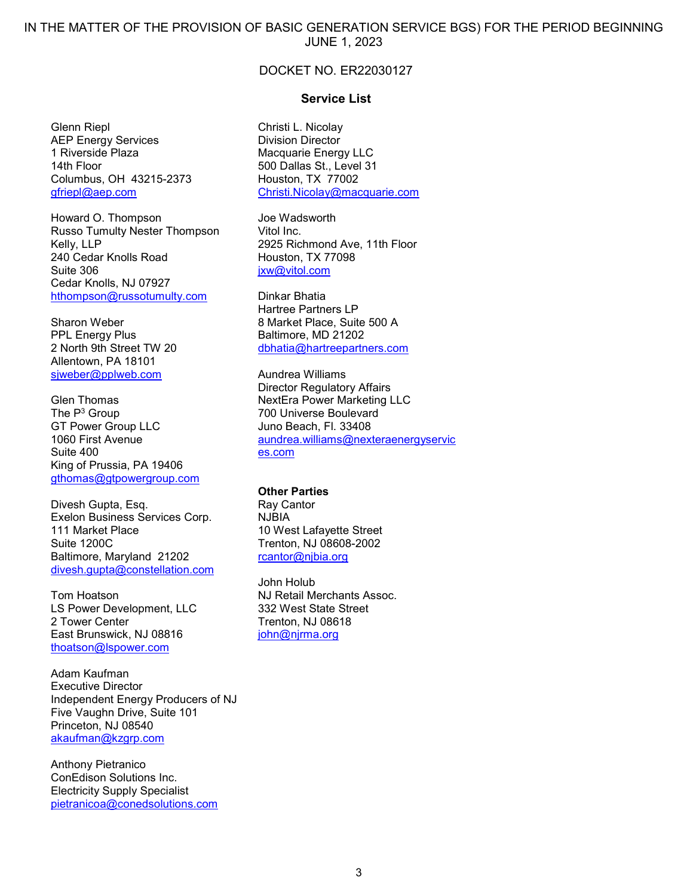IN THE MATTER OF THE PROVISION OF BASIC GENERATION SERVICE BGS) FOR THE PERIOD BEGINNING JUNE 1, 2023

DOCKET NO. ER22030127

**Service List**

Glenn Riepl
AEP Energy Services
1 Riverside Plaza
14th Floor
Columbus, OH 43215-2373
gfriepl@aep.com

Howard O. Thompson
Russo Tumulty Nester Thompson
Kelly, LLP
240 Cedar Knolls Road
Suite 306
Cedar Knolls, NJ 07927
hthompson@russotumulty.com

Sharon Weber
PPL Energy Plus
2 North 9th Street TW 20
Allentown, PA 18101
sjweber@pplweb.com

Glen Thomas
The P[3] Group
GT Power Group LLC
1060 First Avenue
Suite 400
King of Prussia, PA 19406
gthomas@gtpowergroup.com

Divesh Gupta, Esq.
Exelon Business Services Corp.
111 Market Place
Suite 1200C
Baltimore, Maryland 21202
divesh.gupta@constellation.com

Tom Hoatson
LS Power Development, LLC
2 Tower Center
East Brunswick, NJ 08816
thoatson@lspower.com

Adam Kaufman
Executive Director
Independent Energy Producers of NJ
Five Vaughn Drive, Suite 101
Princeton, NJ 08540
akaufman@kzgrp.com

Anthony Pietranico
ConEdison Solutions Inc.
Electricity Supply Specialist
pietranicoa@conedsolutions.com

Christi L. Nicolay
Division Director
Macquarie Energy LLC
500 Dallas St., Level 31
Houston, TX 77002
Christi.Nicolay@macquarie.com

Joe Wadsworth
Vitol Inc.
2925 Richmond Ave, 11th Floor
Houston, TX 77098
jxw@vitol.com

Dinkar Bhatia
Hartree Partners LP
8 Market Place, Suite 500 A
Baltimore, MD 21202
dbhatia@hartreepartners.com

Aundrea Williams
Director Regulatory Affairs
NextEra Power Marketing LLC
700 Universe Boulevard
Juno Beach, Fl. 33408
aundrea.williams@nexteraenergyservices.com

**Other Parties**

Ray Cantor
NJBIA
10 West Lafayette Street
Trenton, NJ 08608-2002
rcantor@njbia.org

John Holub
NJ Retail Merchants Assoc.
332 West State Street
Trenton, NJ 08618
john@njrma.org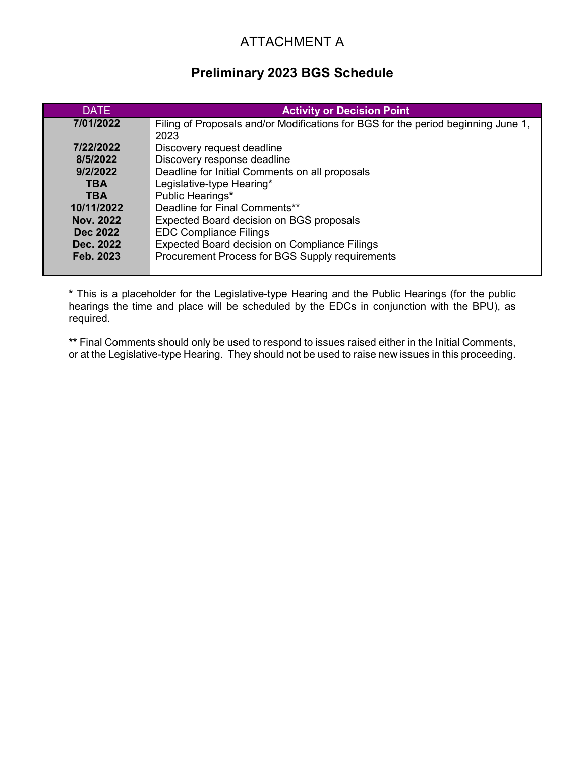# ATTACHMENT A

## Preliminary 2023 BGS Schedule

| DATE | Activity or Decision Point |
| --- | --- |
| **7/01/2022** | Filing of Proposals and/or Modifications for BGS for the period beginning June 1, 2023 |
| **7/22/2022** | Discovery request deadline |
| **8/5/2022** | Discovery response deadline |
| **9/2/2022** | Deadline for Initial Comments on all proposals |
| **TBA** | Legislative-type Hearing* |
| **TBA** | Public Hearings* |
| **10/11/2022** | Deadline for Final Comments** |
| **Nov. 2022** | Expected Board decision on BGS proposals |
| **Dec 2022** | EDC Compliance Filings |
| **Dec. 2022** | Expected Board decision on Compliance Filings |
| **Feb. 2023** | Procurement Process for BGS Supply requirements |

**\*** This is a placeholder for the Legislative-type Hearing and the Public Hearings (for the public hearings the time and place will be scheduled by the EDCs in conjunction with the BPU), as required.

**\*\*** Final Comments should only be used to respond to issues raised either in the Initial Comments, or at the Legislative-type Hearing. They should not be used to raise new issues in this proceeding.